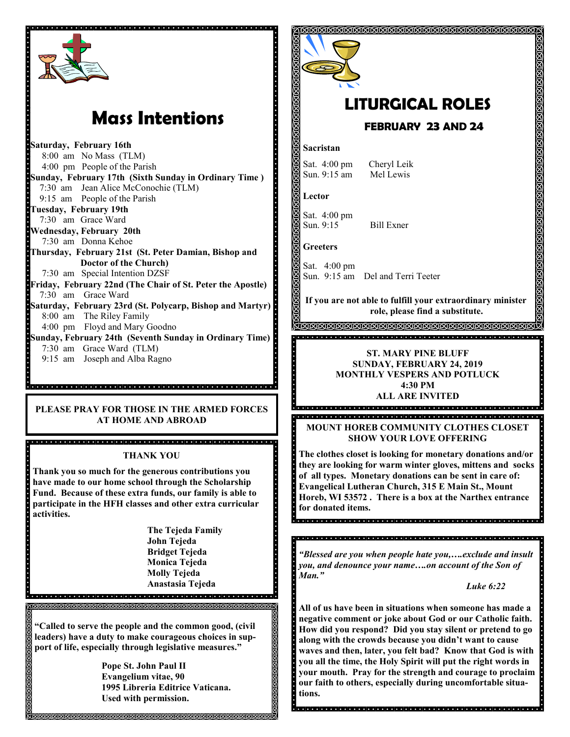# Mass Intentions

**Saturday, February 16th**
8:00 am No Mass (TLM)
4:00 pm People of the Parish

**Sunday, February 17th (Sixth Sunday in Ordinary Time )**
7:30 am Jean Alice McConochie (TLM)
9:15 am People of the Parish

**Tuesday, February 19th**
7:30 am Grace Ward

**Wednesday, February 20th**
7:30 am Donna Kehoe

**Thursday, February 21st (St. Peter Damian, Bishop and Doctor of the Church)**
7:30 am Special Intention DZSF

**Friday, February 22nd (The Chair of St. Peter the Apostle)**
7:30 am Grace Ward

**Saturday, February 23rd (St. Polycarp, Bishop and Martyr)**
8:00 am The Riley Family
4:00 pm Floyd and Mary Goodno

**Sunday, February 24th (Seventh Sunday in Ordinary Time)**
7:30 am Grace Ward (TLM)
9:15 am Joseph and Alba Ragno

**PLEASE PRAY FOR THOSE IN THE ARMED FORCES AT HOME AND ABROAD**

**THANK YOU**

**Thank you so much for the generous contributions you have made to our home school through the Scholarship Fund. Because of these extra funds, our family is able to participate in the HFH classes and other extra curricular activities.**

**The Tejeda Family**
**John Tejeda**
**Bridget Tejeda**
**Monica Tejeda**
**Molly Tejeda**
**Anastasia Tejeda**

**"Called to serve the people and the common good, (civil leaders) have a duty to make courageous choices in support of life, especially through legislative measures."**

**Pope St. John Paul II**
**Evangelium vitae, 90**
**1995 Libreria Editrice Vaticana.**
**Used with permission.**

# LITURGICAL ROLES

## FEBRUARY 23 AND 24

**Sacristan**

Sat. 4:00 pm Cheryl Leik
Sun. 9:15 am Mel Lewis

**Lector**

Sat. 4:00 pm
Sun. 9:15 Bill Exner

**Greeters**

Sat. 4:00 pm
Sun. 9:15 am Del and Terri Teeter

**If you are not able to fulfill your extraordinary minister role, please find a substitute.**

**ST. MARY PINE BLUFF**
**SUNDAY, FEBRUARY 24, 2019**
**MONTHLY VESPERS AND POTLUCK**
**4:30 PM**
**ALL ARE INVITED**

**MOUNT HOREB COMMUNITY CLOTHES CLOSET SHOW YOUR LOVE OFFERING**

**The clothes closet is looking for monetary donations and/or they are looking for warm winter gloves, mittens and socks of all types. Monetary donations can be sent in care of: Evangelical Lutheran Church, 315 E Main St., Mount Horeb, WI 53572 . There is a box at the Narthex entrance for donated items.**

***"Blessed are you when people hate you,….exclude and insult you, and denounce your name….on account of the Son of Man."***

***Luke 6:22***

**All of us have been in situations when someone has made a negative comment or joke about God or our Catholic faith. How did you respond? Did you stay silent or pretend to go along with the crowds because you didn't want to cause waves and then, later, you felt bad? Know that God is with you all the time, the Holy Spirit will put the right words in your mouth. Pray for the strength and courage to proclaim our faith to others, especially during uncomfortable situations.**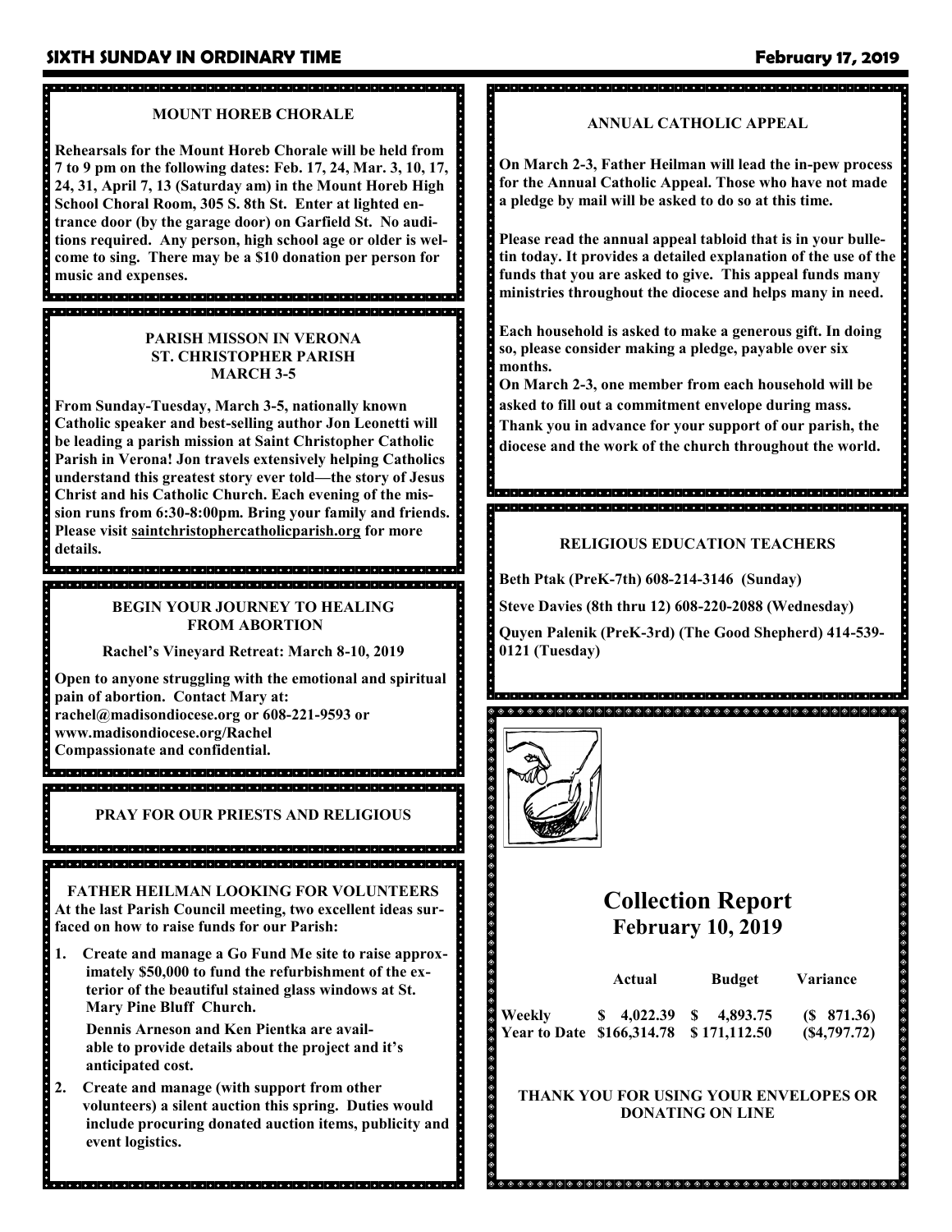## MOUNT HOREB CHORALE

**Rehearsals for the Mount Horeb Chorale will be held from 7 to 9 pm on the following dates: Feb. 17, 24, Mar. 3, 10, 17, 24, 31, April 7, 13 (Saturday am) in the Mount Horeb High School Choral Room, 305 S. 8th St. Enter at lighted entrance door (by the garage door) on Garfield St. No auditions required. Any person, high school age or older is welcome to sing. There may be a $10 donation per person for music and expenses.**

## PARISH MISSON IN VERONA
## ST. CHRISTOPHER PARISH
## MARCH 3-5

**From Sunday-Tuesday, March 3-5, nationally known Catholic speaker and best-selling author Jon Leonetti will be leading a parish mission at Saint Christopher Catholic Parish in Verona! Jon travels extensively helping Catholics understand this greatest story ever told—the story of Jesus Christ and his Catholic Church. Each evening of the mission runs from 6:30-8:00pm. Bring your family and friends. Please visit saintchristophercatholicparish.org for more details.**

## BEGIN YOUR JOURNEY TO HEALING FROM ABORTION

**Rachel's Vineyard Retreat: March 8-10, 2019**

**Open to anyone struggling with the emotional and spiritual pain of abortion. Contact Mary at:**
**rachel@madisondiocese.org or 608-221-9593 or**
**www.madisondiocese.org/Rachel**
**Compassionate and confidential.**

## PRAY FOR OUR PRIESTS AND RELIGIOUS

## FATHER HEILMAN LOOKING FOR VOLUNTEERS

**At the last Parish Council meeting, two excellent ideas surfaced on how to raise funds for our Parish:**

1. **Create and manage a Go Fund Me site to raise approximately $50,000 to fund the refurbishment of the exterior of the beautiful stained glass windows at St. Mary Pine Bluff Church.**

   **Dennis Arneson and Ken Pientka are available to provide details about the project and it's anticipated cost.**

2. **Create and manage (with support from other volunteers) a silent auction this spring. Duties would include procuring donated auction items, publicity and event logistics.**

## ANNUAL CATHOLIC APPEAL

**On March 2-3, Father Heilman will lead the in-pew process for the Annual Catholic Appeal. Those who have not made a pledge by mail will be asked to do so at this time.**

**Please read the annual appeal tabloid that is in your bulletin today. It provides a detailed explanation of the use of the funds that you are asked to give. This appeal funds many ministries throughout the diocese and helps many in need.**

**Each household is asked to make a generous gift. In doing so, please consider making a pledge, payable over six months.**
**On March 2-3, one member from each household will be asked to fill out a commitment envelope during mass.**
**Thank you in advance for your support of our parish, the diocese and the work of the church throughout the world.**

## RELIGIOUS EDUCATION TEACHERS

**Beth Ptak (PreK-7th) 608-214-3146 (Sunday)**

**Steve Davies (8th thru 12) 608-220-2088 (Wednesday)**

**Quyen Palenik (PreK-3rd) (The Good Shepherd) 414-539-0121 (Tuesday)**

## Collection Report
### February 10, 2019

| | Actual | Budget | Variance |
|---|---|---|---|
| **Weekly** | $ 4,022.39 | $ 4,893.75 | ($ 871.36) |
| **Year to Date** | $166,314.78 | $ 171,112.50 | ($4,797.72) |

**THANK YOU FOR USING YOUR ENVELOPES OR DONATING ON LINE**